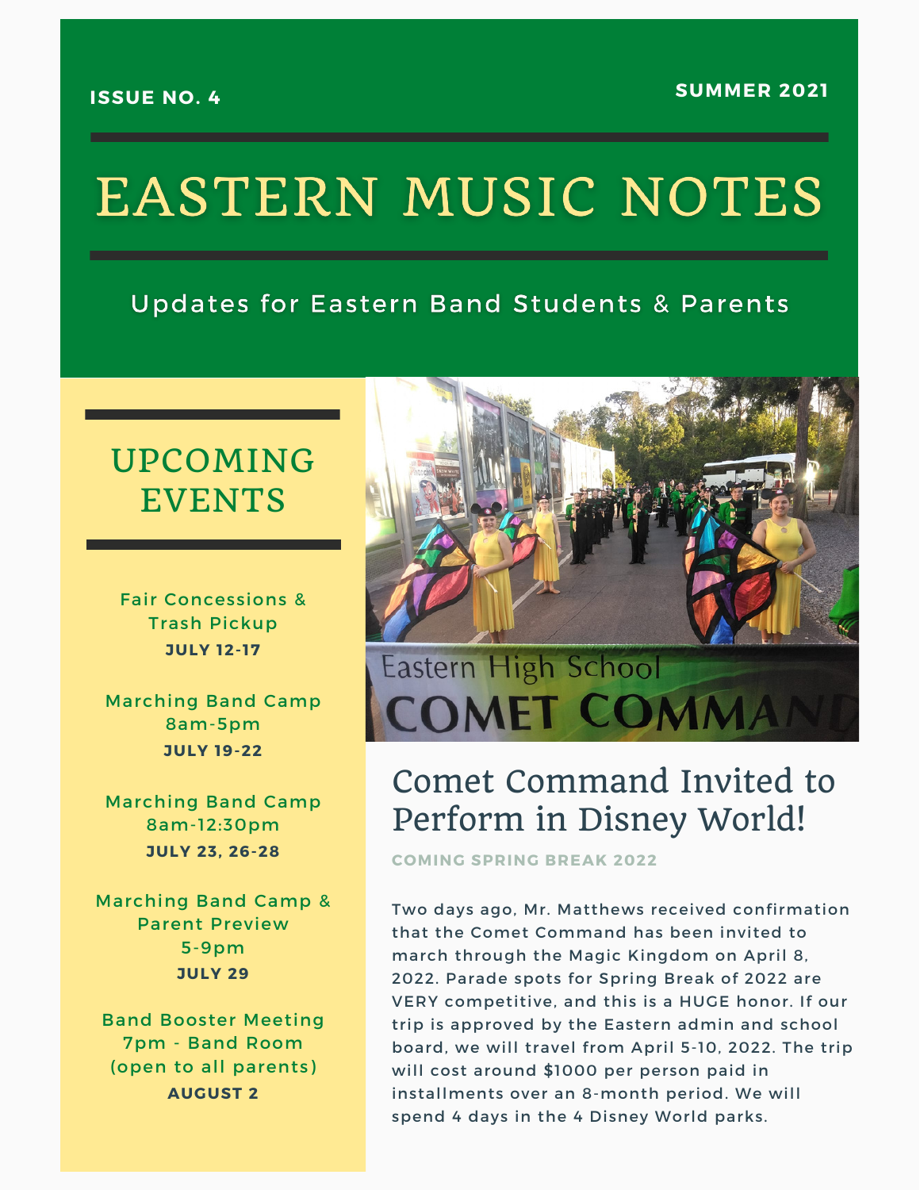ISSUE NO. 4

SUMMER 2021

# EASTERN MUSIC NOTES

Updates for Eastern Band Students & Parents

## UPCOMING EVENTS

Fair Concessions & Trash Pickup
**JULY 12-17**

Marching Band Camp
8am-5pm
**JULY 19-22**

Marching Band Camp
8am-12:30pm
**JULY 23, 26-28**

Marching Band Camp & Parent Preview
5-9pm
**JULY 29**

Band Booster Meeting
7pm - Band Room
(open to all parents)
**AUGUST 2**

## Comet Command Invited to Perform in Disney World!

**COMING SPRING BREAK 2022**

Two days ago, Mr. Matthews received confirmation that the Comet Command has been invited to march through the Magic Kingdom on April 8, 2022. Parade spots for Spring Break of 2022 are VERY competitive, and this is a HUGE honor. If our trip is approved by the Eastern admin and school board, we will travel from April 5-10, 2022. The trip will cost around $1000 per person paid in installments over an 8-month period. We will spend 4 days in the 4 Disney World parks.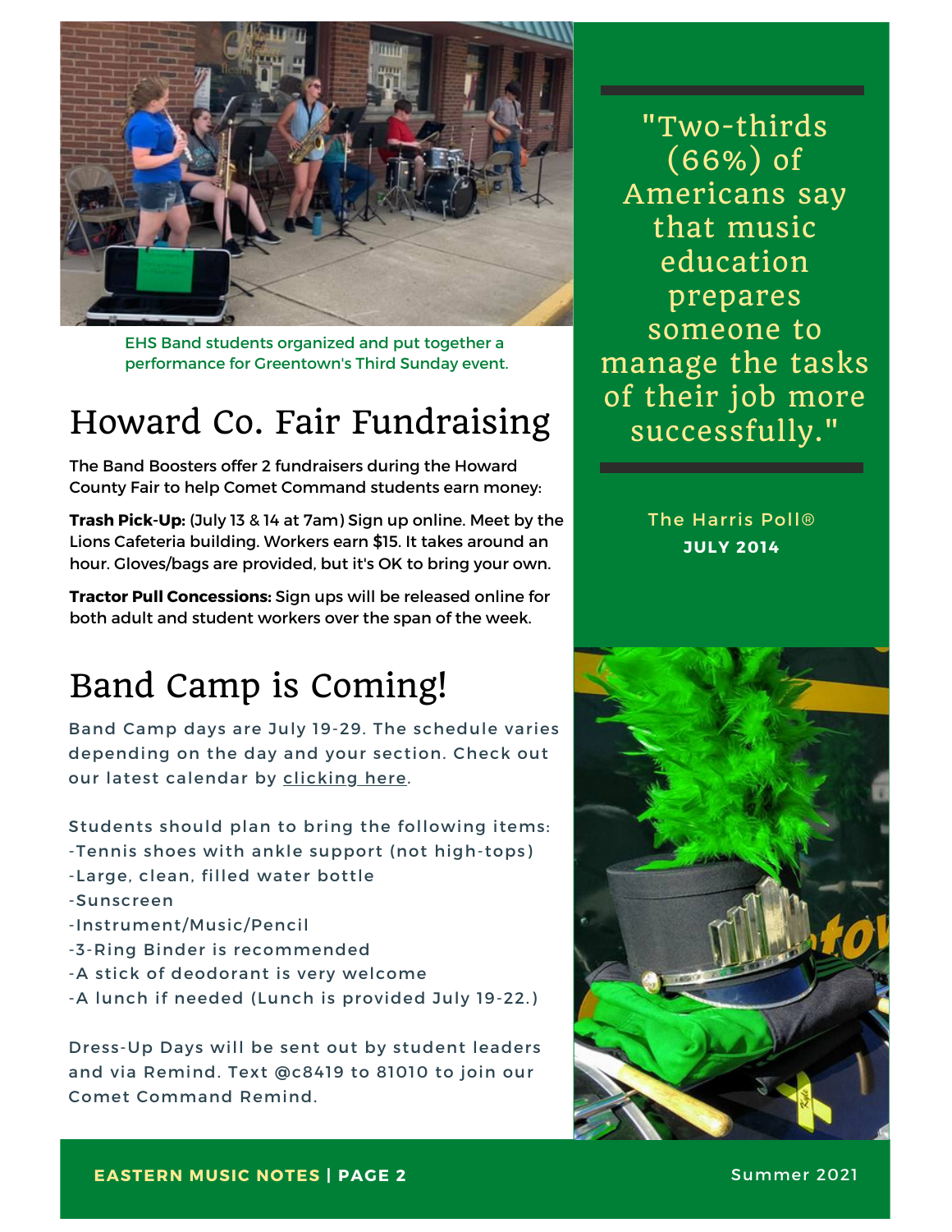EHS Band students organized and put together a performance for Greentown's Third Sunday event.

## Howard Co. Fair Fundraising

The Band Boosters offer 2 fundraisers during the Howard County Fair to help Comet Command students earn money:

**Trash Pick-Up:** (July 13 & 14 at 7am) Sign up online. Meet by the Lions Cafeteria building. Workers earn $15. It takes around an hour. Gloves/bags are provided, but it's OK to bring your own.

**Tractor Pull Concessions:** Sign ups will be released online for both adult and student workers over the span of the week.

## Band Camp is Coming!

Band Camp days are July 19-29. The schedule varies depending on the day and your section. Check out our latest calendar by clicking here.

Students should plan to bring the following items:

- Tennis shoes with ankle support (not high-tops)
- Large, clean, filled water bottle
- Sunscreen
- Instrument/Music/Pencil
- 3-Ring Binder is recommended
- A stick of deodorant is very welcome
- A lunch if needed (Lunch is provided July 19-22.)

Dress-Up Days will be sent out by student leaders and via Remind. Text @c8419 to 81010 to join our Comet Command Remind.

> "Two-thirds (66%) of Americans say that music education prepares someone to manage the tasks of their job more successfully."

The Harris Poll®
**JULY 2014**